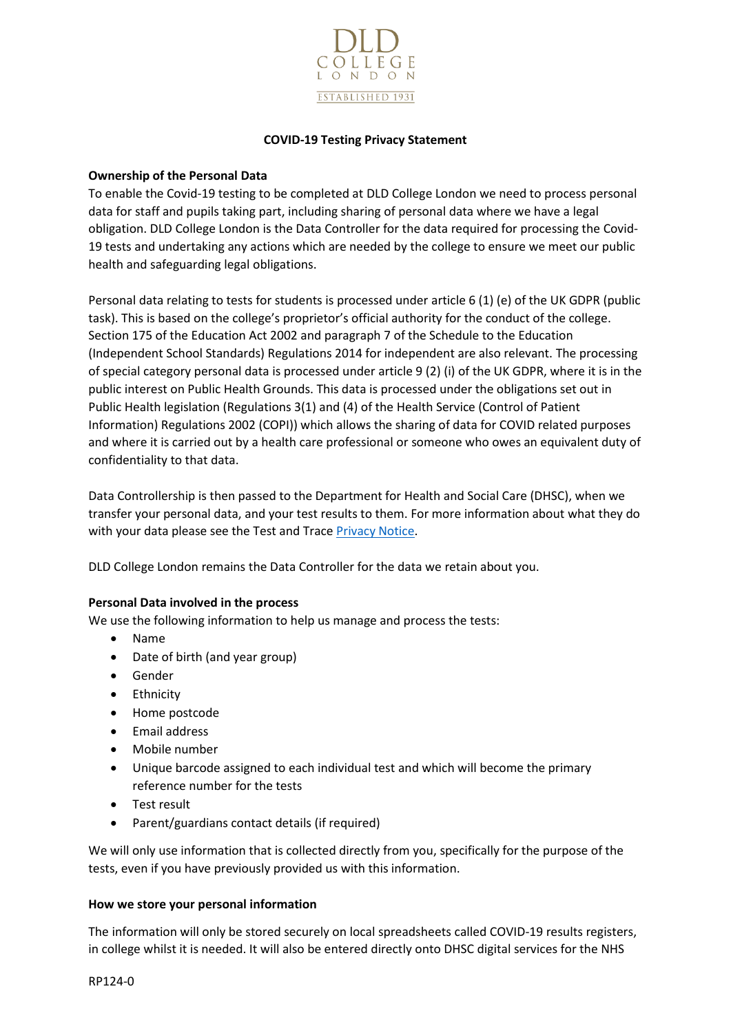DLD COLLEGE LONDON ESTABLISHED 1931

**COVID-19 Testing Privacy Statement**

**Ownership of the Personal Data**

To enable the Covid-19 testing to be completed at DLD College London we need to process personal data for staff and pupils taking part, including sharing of personal data where we have a legal obligation. DLD College London is the Data Controller for the data required for processing the Covid-19 tests and undertaking any actions which are needed by the college to ensure we meet our public health and safeguarding legal obligations.

Personal data relating to tests for students is processed under article 6 (1) (e) of the UK GDPR (public task). This is based on the college's proprietor's official authority for the conduct of the college. Section 175 of the Education Act 2002 and paragraph 7 of the Schedule to the Education (Independent School Standards) Regulations 2014 for independent are also relevant. The processing of special category personal data is processed under article 9 (2) (i) of the UK GDPR, where it is in the public interest on Public Health Grounds. This data is processed under the obligations set out in Public Health legislation (Regulations 3(1) and (4) of the Health Service (Control of Patient Information) Regulations 2002 (COPI)) which allows the sharing of data for COVID related purposes and where it is carried out by a health care professional or someone who owes an equivalent duty of confidentiality to that data.

Data Controllership is then passed to the Department for Health and Social Care (DHSC), when we transfer your personal data, and your test results to them. For more information about what they do with your data please see the Test and Trace Privacy Notice.

DLD College London remains the Data Controller for the data we retain about you.

**Personal Data involved in the process**

We use the following information to help us manage and process the tests:

- Name
- Date of birth (and year group)
- Gender
- Ethnicity
- Home postcode
- Email address
- Mobile number
- Unique barcode assigned to each individual test and which will become the primary reference number for the tests
- Test result
- Parent/guardians contact details (if required)

We will only use information that is collected directly from you, specifically for the purpose of the tests, even if you have previously provided us with this information.

**How we store your personal information**

The information will only be stored securely on local spreadsheets called COVID-19 results registers, in college whilst it is needed. It will also be entered directly onto DHSC digital services for the NHS

RP124-0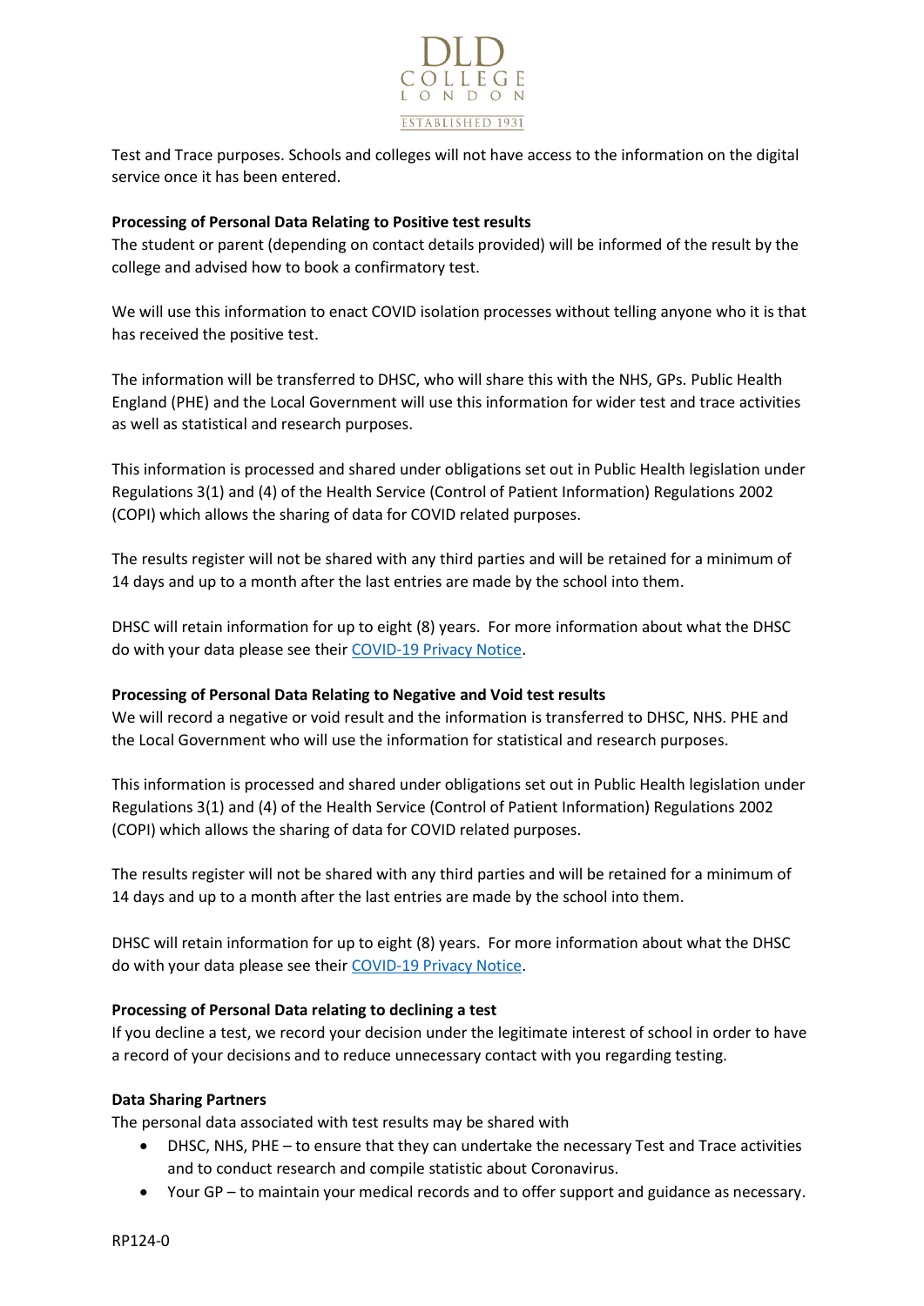Test and Trace purposes. Schools and colleges will not have access to the information on the digital service once it has been entered.

**Processing of Personal Data Relating to Positive test results**

The student or parent (depending on contact details provided) will be informed of the result by the college and advised how to book a confirmatory test.

We will use this information to enact COVID isolation processes without telling anyone who it is that has received the positive test.

The information will be transferred to DHSC, who will share this with the NHS, GPs. Public Health England (PHE) and the Local Government will use this information for wider test and trace activities as well as statistical and research purposes.

This information is processed and shared under obligations set out in Public Health legislation under Regulations 3(1) and (4) of the Health Service (Control of Patient Information) Regulations 2002 (COPI) which allows the sharing of data for COVID related purposes.

The results register will not be shared with any third parties and will be retained for a minimum of 14 days and up to a month after the last entries are made by the school into them.

DHSC will retain information for up to eight (8) years. For more information about what the DHSC do with your data please see their COVID-19 Privacy Notice.

**Processing of Personal Data Relating to Negative and Void test results**

We will record a negative or void result and the information is transferred to DHSC, NHS. PHE and the Local Government who will use the information for statistical and research purposes.

This information is processed and shared under obligations set out in Public Health legislation under Regulations 3(1) and (4) of the Health Service (Control of Patient Information) Regulations 2002 (COPI) which allows the sharing of data for COVID related purposes.

The results register will not be shared with any third parties and will be retained for a minimum of 14 days and up to a month after the last entries are made by the school into them.

DHSC will retain information for up to eight (8) years. For more information about what the DHSC do with your data please see their COVID-19 Privacy Notice.

**Processing of Personal Data relating to declining a test**

If you decline a test, we record your decision under the legitimate interest of school in order to have a record of your decisions and to reduce unnecessary contact with you regarding testing.

**Data Sharing Partners**

The personal data associated with test results may be shared with

- DHSC, NHS, PHE – to ensure that they can undertake the necessary Test and Trace activities and to conduct research and compile statistic about Coronavirus.
- Your GP – to maintain your medical records and to offer support and guidance as necessary.

RP124-0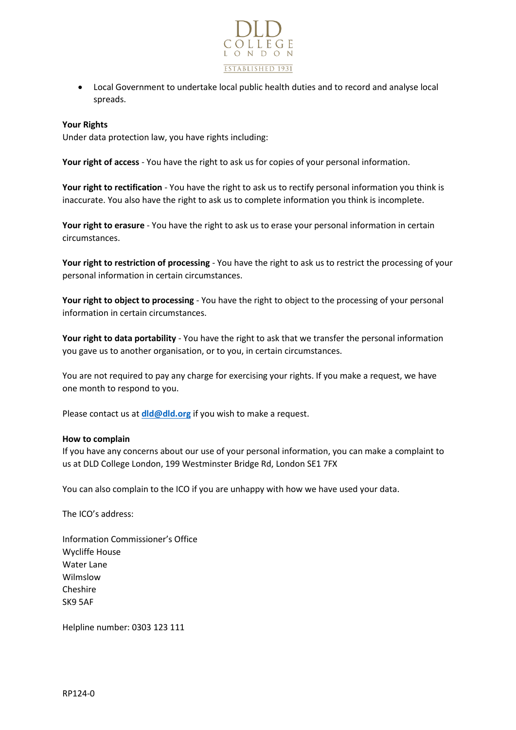- Local Government to undertake local public health duties and to record and analyse local spreads.

**Your Rights**
Under data protection law, you have rights including:

**Your right of access** - You have the right to ask us for copies of your personal information.

**Your right to rectification** - You have the right to ask us to rectify personal information you think is inaccurate. You also have the right to ask us to complete information you think is incomplete.

**Your right to erasure** - You have the right to ask us to erase your personal information in certain circumstances.

**Your right to restriction of processing** - You have the right to ask us to restrict the processing of your personal information in certain circumstances.

**Your right to object to processing** - You have the right to object to the processing of your personal information in certain circumstances.

**Your right to data portability** - You have the right to ask that we transfer the personal information you gave us to another organisation, or to you, in certain circumstances.

You are not required to pay any charge for exercising your rights. If you make a request, we have one month to respond to you.

Please contact us at **dld@dld.org** if you wish to make a request.

**How to complain**
If you have any concerns about our use of your personal information, you can make a complaint to us at DLD College London, 199 Westminster Bridge Rd, London SE1 7FX

You can also complain to the ICO if you are unhappy with how we have used your data.

The ICO's address:

Information Commissioner's Office
Wycliffe House
Water Lane
Wilmslow
Cheshire
SK9 5AF

Helpline number: 0303 123 111

RP124-0